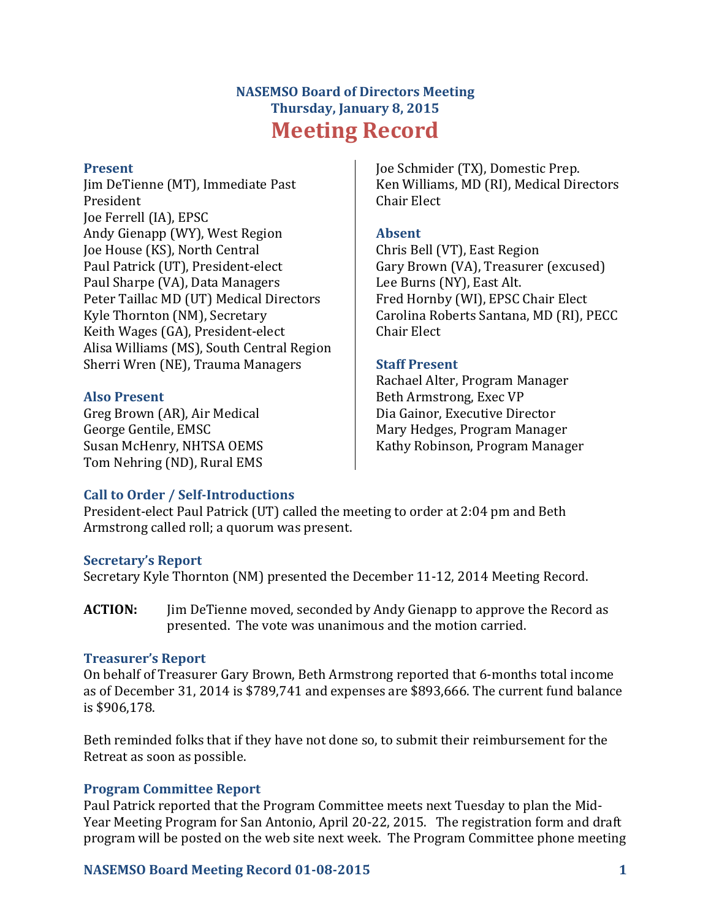# NASEMSO Board of Directors Meeting
## Thursday, January 8, 2015
# Meeting Record

### Present
Jim DeTienne (MT), Immediate Past President
Joe Ferrell (IA), EPSC
Andy Gienapp (WY), West Region
Joe House (KS), North Central
Paul Patrick (UT), President-elect
Paul Sharpe (VA), Data Managers
Peter Taillac MD (UT) Medical Directors
Kyle Thornton (NM), Secretary
Keith Wages (GA), President-elect
Alisa Williams (MS), South Central Region
Sherri Wren (NE), Trauma Managers
Joe Schmider (TX), Domestic Prep.
Ken Williams, MD (RI), Medical Directors Chair Elect

### Absent
Chris Bell (VT), East Region
Gary Brown (VA), Treasurer (excused)
Lee Burns (NY), East Alt.
Fred Hornby (WI), EPSC Chair Elect
Carolina Roberts Santana, MD (RI), PECC Chair Elect

### Also Present
Greg Brown (AR), Air Medical
George Gentile, EMSC
Susan McHenry, NHTSA OEMS
Tom Nehring (ND), Rural EMS

### Staff Present
Rachael Alter, Program Manager
Beth Armstrong, Exec VP
Dia Gainor, Executive Director
Mary Hedges, Program Manager
Kathy Robinson, Program Manager

### Call to Order / Self-Introductions
President-elect Paul Patrick (UT) called the meeting to order at 2:04 pm and Beth Armstrong called roll; a quorum was present.

### Secretary's Report
Secretary Kyle Thornton (NM) presented the December 11-12, 2014 Meeting Record.

**ACTION:** Jim DeTienne moved, seconded by Andy Gienapp to approve the Record as presented. The vote was unanimous and the motion carried.

### Treasurer's Report
On behalf of Treasurer Gary Brown, Beth Armstrong reported that 6-months total income as of December 31, 2014 is $789,741 and expenses are $893,666. The current fund balance is $906,178.

Beth reminded folks that if they have not done so, to submit their reimbursement for the Retreat as soon as possible.

### Program Committee Report
Paul Patrick reported that the Program Committee meets next Tuesday to plan the Mid-Year Meeting Program for San Antonio, April 20-22, 2015. The registration form and draft program will be posted on the web site next week. The Program Committee phone meeting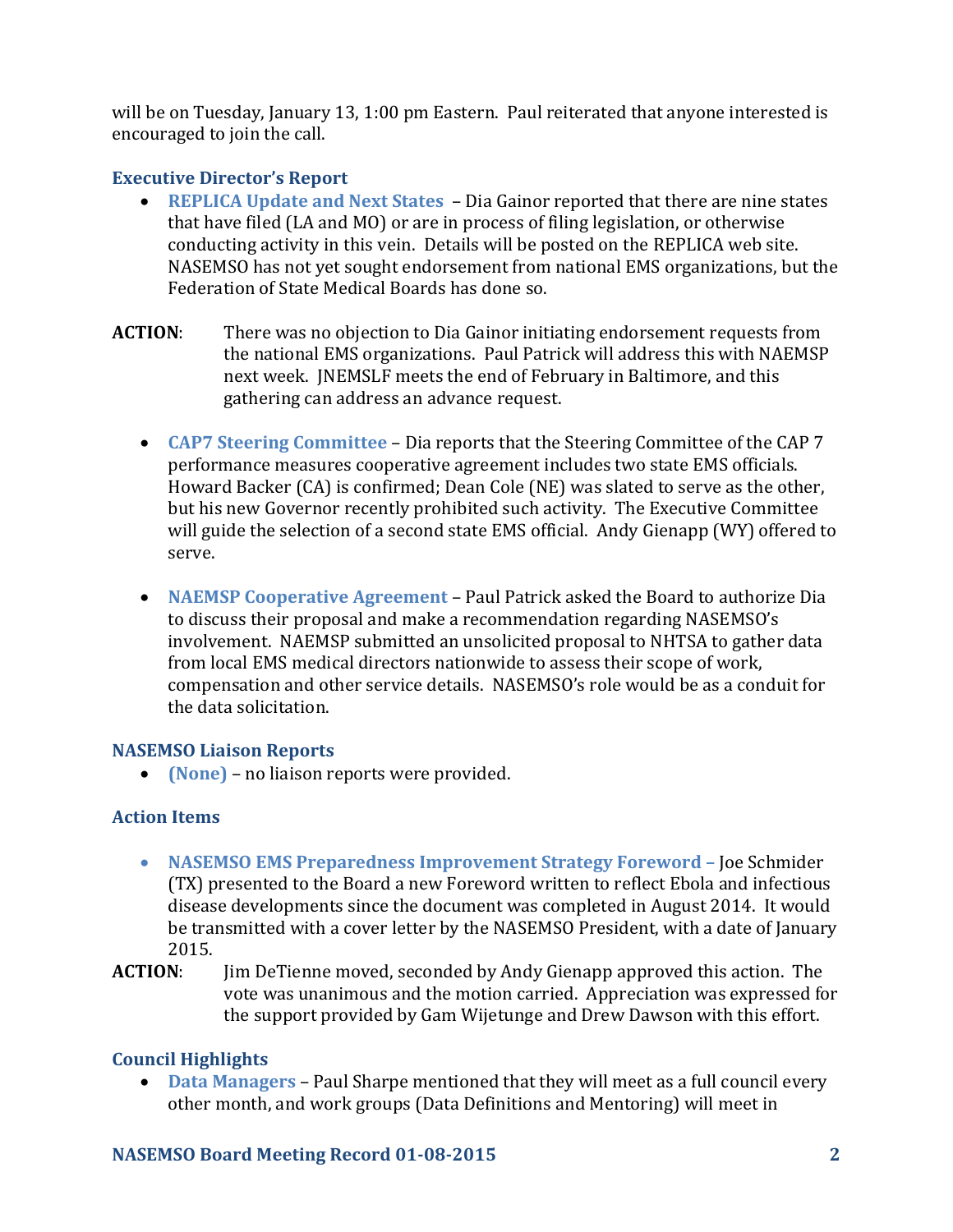will be on Tuesday, January 13, 1:00 pm Eastern. Paul reiterated that anyone interested is encouraged to join the call.

### Executive Director's Report

- **REPLICA Update and Next States** – Dia Gainor reported that there are nine states that have filed (LA and MO) or are in process of filing legislation, or otherwise conducting activity in this vein. Details will be posted on the REPLICA web site. NASEMSO has not yet sought endorsement from national EMS organizations, but the Federation of State Medical Boards has done so.

**ACTION**: There was no objection to Dia Gainor initiating endorsement requests from the national EMS organizations. Paul Patrick will address this with NAEMSP next week. JNEMSLF meets the end of February in Baltimore, and this gathering can address an advance request.

- **CAP7 Steering Committee** – Dia reports that the Steering Committee of the CAP 7 performance measures cooperative agreement includes two state EMS officials. Howard Backer (CA) is confirmed; Dean Cole (NE) was slated to serve as the other, but his new Governor recently prohibited such activity. The Executive Committee will guide the selection of a second state EMS official. Andy Gienapp (WY) offered to serve.

- **NAEMSP Cooperative Agreement** – Paul Patrick asked the Board to authorize Dia to discuss their proposal and make a recommendation regarding NASEMSO's involvement. NAEMSP submitted an unsolicited proposal to NHTSA to gather data from local EMS medical directors nationwide to assess their scope of work, compensation and other service details. NASEMSO's role would be as a conduit for the data solicitation.

### NASEMSO Liaison Reports

- **(None)** – no liaison reports were provided.

### Action Items

- **NASEMSO EMS Preparedness Improvement Strategy Foreword –** Joe Schmider (TX) presented to the Board a new Foreword written to reflect Ebola and infectious disease developments since the document was completed in August 2014. It would be transmitted with a cover letter by the NASEMSO President, with a date of January 2015.

**ACTION**: Jim DeTienne moved, seconded by Andy Gienapp approved this action. The vote was unanimous and the motion carried. Appreciation was expressed for the support provided by Gam Wijetunge and Drew Dawson with this effort.

### Council Highlights

- **Data Managers** – Paul Sharpe mentioned that they will meet as a full council every other month, and work groups (Data Definitions and Mentoring) will meet in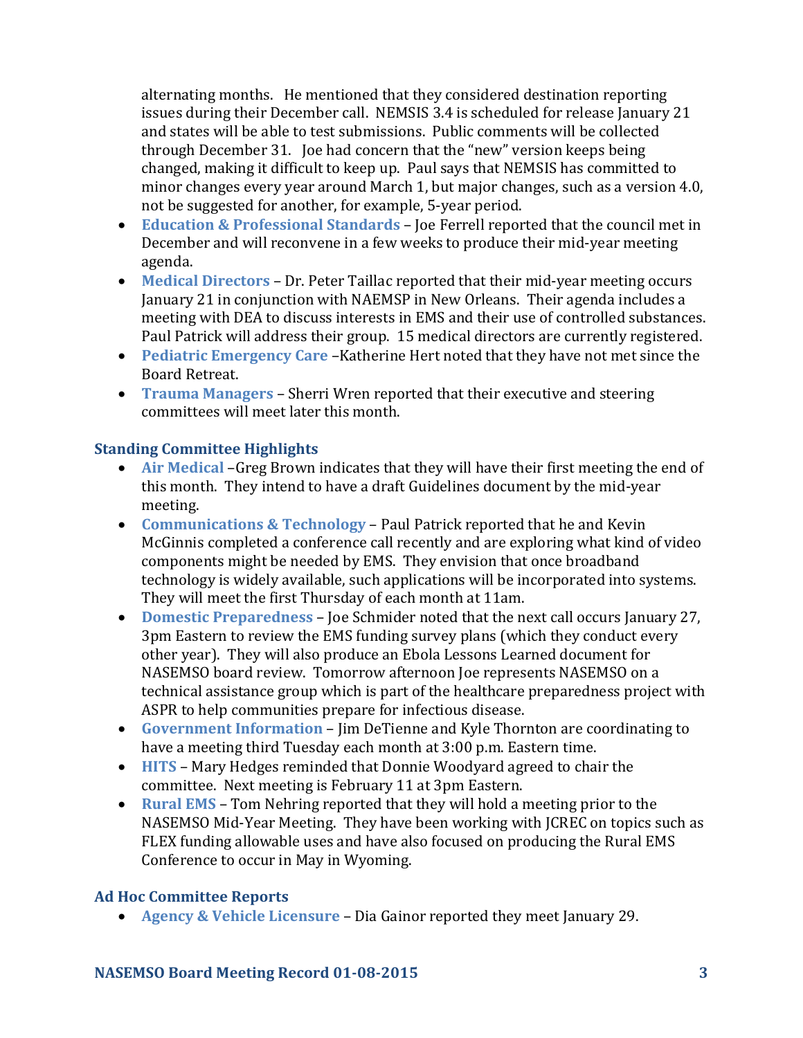alternating months. He mentioned that they considered destination reporting issues during their December call. NEMSIS 3.4 is scheduled for release January 21 and states will be able to test submissions. Public comments will be collected through December 31. Joe had concern that the "new" version keeps being changed, making it difficult to keep up. Paul says that NEMSIS has committed to minor changes every year around March 1, but major changes, such as a version 4.0, not be suggested for another, for example, 5-year period.

- **Education & Professional Standards** – Joe Ferrell reported that the council met in December and will reconvene in a few weeks to produce their mid-year meeting agenda.
- **Medical Directors** – Dr. Peter Taillac reported that their mid-year meeting occurs January 21 in conjunction with NAEMSP in New Orleans. Their agenda includes a meeting with DEA to discuss interests in EMS and their use of controlled substances. Paul Patrick will address their group. 15 medical directors are currently registered.
- **Pediatric Emergency Care** –Katherine Hert noted that they have not met since the Board Retreat.
- **Trauma Managers** – Sherri Wren reported that their executive and steering committees will meet later this month.

### Standing Committee Highlights

- **Air Medical** –Greg Brown indicates that they will have their first meeting the end of this month. They intend to have a draft Guidelines document by the mid-year meeting.
- **Communications & Technology** – Paul Patrick reported that he and Kevin McGinnis completed a conference call recently and are exploring what kind of video components might be needed by EMS. They envision that once broadband technology is widely available, such applications will be incorporated into systems. They will meet the first Thursday of each month at 11am.
- **Domestic Preparedness** – Joe Schmider noted that the next call occurs January 27, 3pm Eastern to review the EMS funding survey plans (which they conduct every other year). They will also produce an Ebola Lessons Learned document for NASEMSO board review. Tomorrow afternoon Joe represents NASEMSO on a technical assistance group which is part of the healthcare preparedness project with ASPR to help communities prepare for infectious disease.
- **Government Information** – Jim DeTienne and Kyle Thornton are coordinating to have a meeting third Tuesday each month at 3:00 p.m. Eastern time.
- **HITS** – Mary Hedges reminded that Donnie Woodyard agreed to chair the committee. Next meeting is February 11 at 3pm Eastern.
- **Rural EMS** – Tom Nehring reported that they will hold a meeting prior to the NASEMSO Mid-Year Meeting. They have been working with JCREC on topics such as FLEX funding allowable uses and have also focused on producing the Rural EMS Conference to occur in May in Wyoming.

### Ad Hoc Committee Reports

- **Agency & Vehicle Licensure** – Dia Gainor reported they meet January 29.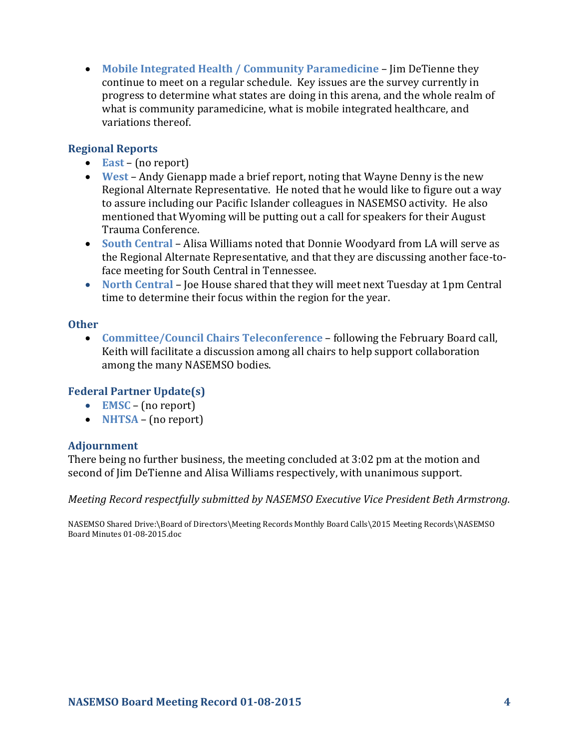- **Mobile Integrated Health / Community Paramedicine** – Jim DeTienne they continue to meet on a regular schedule. Key issues are the survey currently in progress to determine what states are doing in this arena, and the whole realm of what is community paramedicine, what is mobile integrated healthcare, and variations thereof.

### Regional Reports

- **East** – (no report)
- **West** – Andy Gienapp made a brief report, noting that Wayne Denny is the new Regional Alternate Representative. He noted that he would like to figure out a way to assure including our Pacific Islander colleagues in NASEMSO activity. He also mentioned that Wyoming will be putting out a call for speakers for their August Trauma Conference.
- **South Central** – Alisa Williams noted that Donnie Woodyard from LA will serve as the Regional Alternate Representative, and that they are discussing another face-to-face meeting for South Central in Tennessee.
- **North Central** – Joe House shared that they will meet next Tuesday at 1pm Central time to determine their focus within the region for the year.

### Other

- **Committee/Council Chairs Teleconference** – following the February Board call, Keith will facilitate a discussion among all chairs to help support collaboration among the many NASEMSO bodies.

### Federal Partner Update(s)

- **EMSC** – (no report)
- **NHTSA** – (no report)

### Adjournment

There being no further business, the meeting concluded at 3:02 pm at the motion and second of Jim DeTienne and Alisa Williams respectively, with unanimous support.

*Meeting Record respectfully submitted by NASEMSO Executive Vice President Beth Armstrong.*

NASEMSO Shared Drive:\Board of Directors\Meeting Records Monthly Board Calls\2015 Meeting Records\NASEMSO Board Minutes 01-08-2015.doc